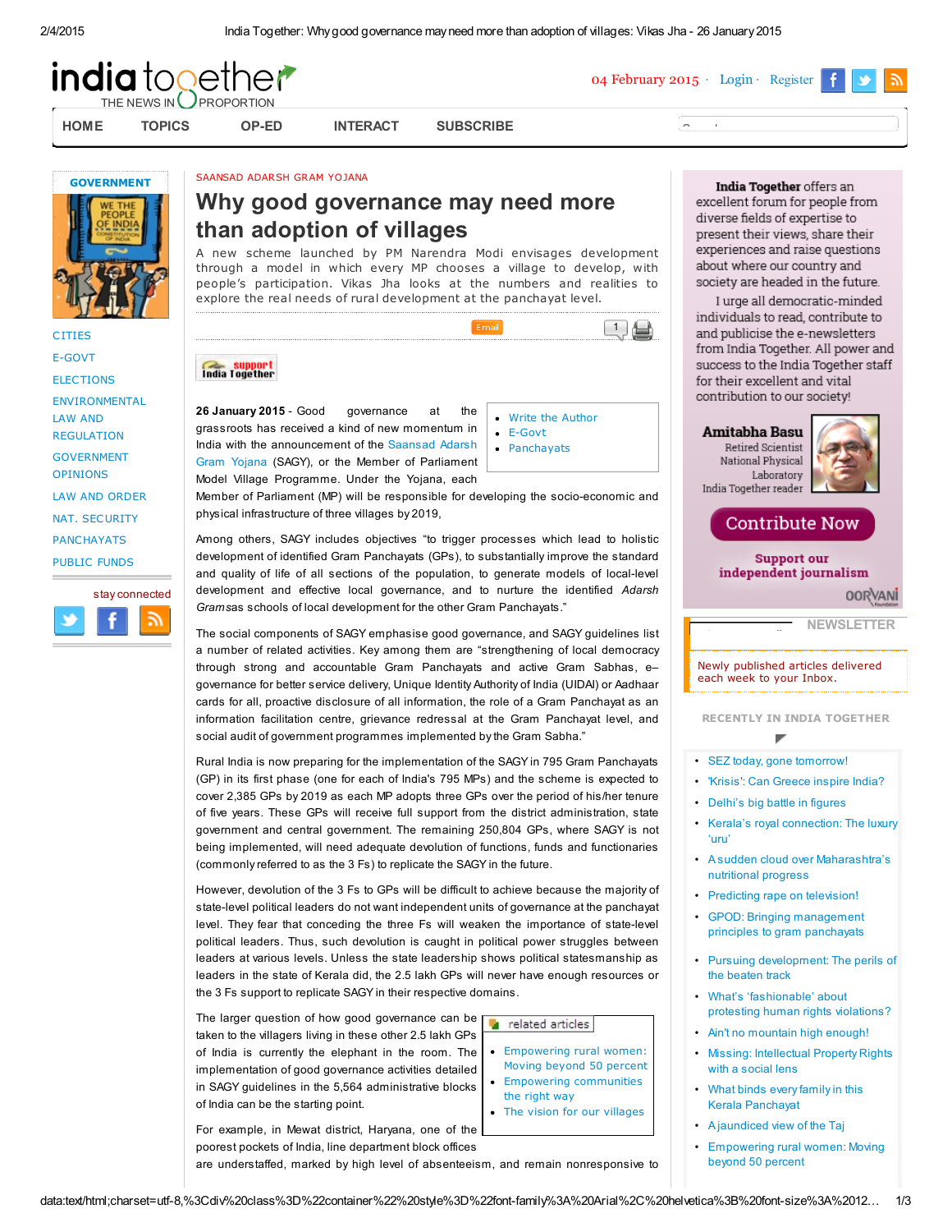SAANSAD ADARSH GRAM YOJANA

# Why good governance may need more than adoption of villages

A new scheme launched by PM Narendra Modi envisages development through a model in which every MP chooses a village to develop, with people's participation. Vikas Jha looks at the numbers and realities to explore the real needs of rural development at the panchayat level.

- Write the Author
- E-Govt
- Panchayats

**26 January 2015** - Good governance at the grassroots has received a kind of new momentum in India with the announcement of the Saansad Adarsh Gram Yojana (SAGY), or the Member of Parliament Model Village Programme. Under the Yojana, each Member of Parliament (MP) will be responsible for developing the socio-economic and physical infrastructure of three villages by 2019,

Among others, SAGY includes objectives "to trigger processes which lead to holistic development of identified Gram Panchayats (GPs), to substantially improve the standard and quality of life of all sections of the population, to generate models of local-level development and effective local governance, and to nurture the identified *Adarsh Grams* as schools of local development for the other Gram Panchayats."

The social components of SAGY emphasise good governance, and SAGY guidelines list a number of related activities. Key among them are "strengthening of local democracy through strong and accountable Gram Panchayats and active Gram Sabhas, e–governance for better service delivery, Unique Identity Authority of India (UIDAI) or Aadhaar cards for all, proactive disclosure of all information, the role of a Gram Panchayat as an information facilitation centre, grievance redressal at the Gram Panchayat level, and social audit of government programmes implemented by the Gram Sabha."

Rural India is now preparing for the implementation of the SAGY in 795 Gram Panchayats (GP) in its first phase (one for each of India's 795 MPs) and the scheme is expected to cover 2,385 GPs by 2019 as each MP adopts three GPs over the period of his/her tenure of five years. These GPs will receive full support from the district administration, state government and central government. The remaining 250,804 GPs, where SAGY is not being implemented, will need adequate devolution of functions, funds and functionaries (commonly referred to as the 3 Fs) to replicate the SAGY in the future.

However, devolution of the 3 Fs to GPs will be difficult to achieve because the majority of state-level political leaders do not want independent units of governance at the panchayat level. They fear that conceding the three Fs will weaken the importance of state-level political leaders. Thus, such devolution is caught in political power struggles between leaders at various levels. Unless the state leadership shows political statesmanship as leaders in the state of Kerala did, the 2.5 lakh GPs will never have enough resources or the 3 Fs support to replicate SAGY in their respective domains.

The larger question of how good governance can be taken to the villagers living in these other 2.5 lakh GPs of India is currently the elephant in the room. The implementation of good governance activities detailed in SAGY guidelines in the 5,564 administrative blocks of India can be the starting point.

related articles

- Empowering rural women: Moving beyond 50 percent
- Empowering communities the right way
- The vision for our villages

For example, in Mewat district, Haryana, one of the poorest pockets of India, line department block offices are understaffed, marked by high level of absenteeism, and remain nonresponsive to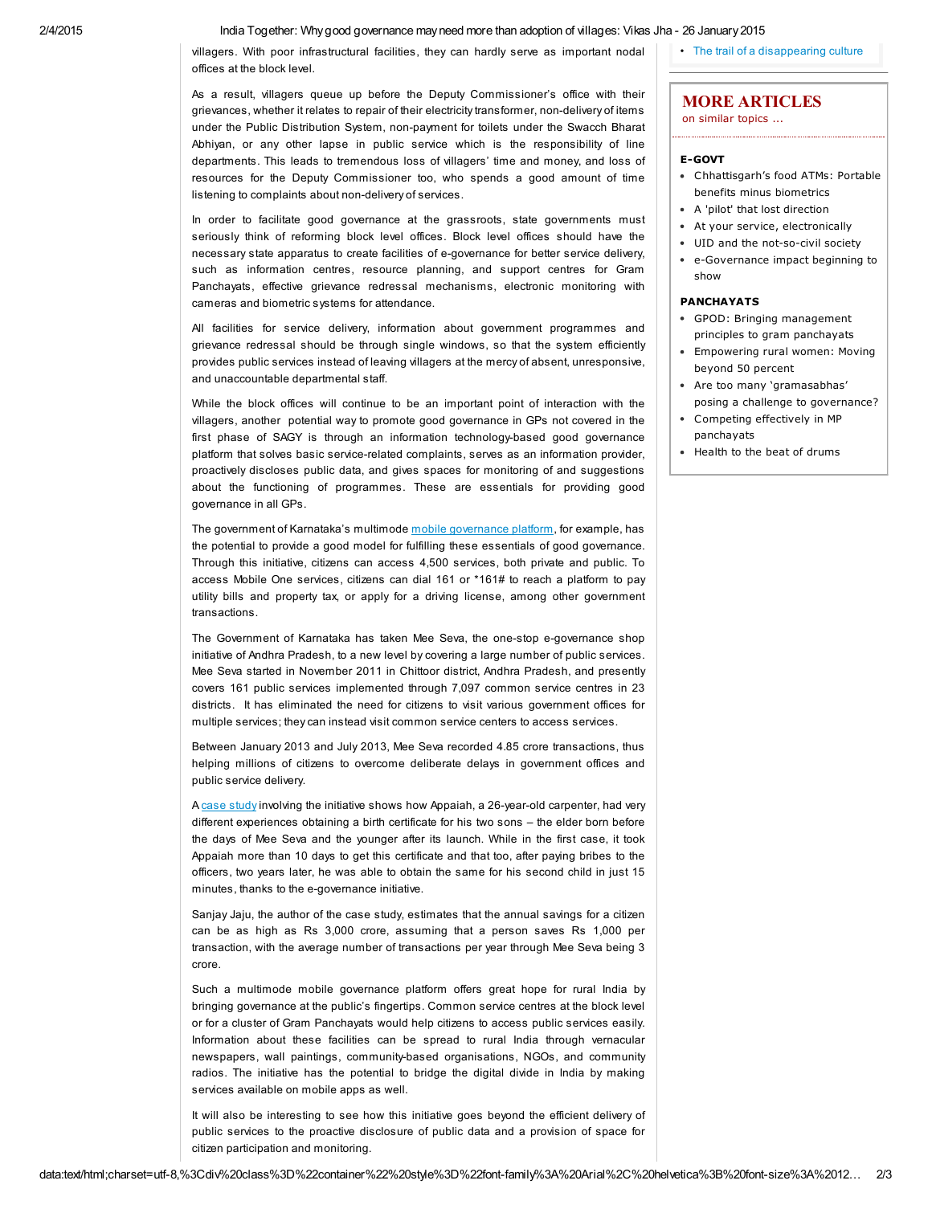villagers. With poor infrastructural facilities, they can hardly serve as important nodal offices at the block level.

As a result, villagers queue up before the Deputy Commissioner's office with their grievances, whether it relates to repair of their electricity transformer, non-delivery of items under the Public Distribution System, non-payment for toilets under the Swacch Bharat Abhiyan, or any other lapse in public service which is the responsibility of line departments. This leads to tremendous loss of villagers' time and money, and loss of resources for the Deputy Commissioner too, who spends a good amount of time listening to complaints about non-delivery of services.

In order to facilitate good governance at the grassroots, state governments must seriously think of reforming block level offices. Block level offices should have the necessary state apparatus to create facilities of e-governance for better service delivery, such as information centres, resource planning, and support centres for Gram Panchayats, effective grievance redressal mechanisms, electronic monitoring with cameras and biometric systems for attendance.

All facilities for service delivery, information about government programmes and grievance redressal should be through single windows, so that the system efficiently provides public services instead of leaving villagers at the mercy of absent, unresponsive, and unaccountable departmental staff.

While the block offices will continue to be an important point of interaction with the villagers, another potential way to promote good governance in GPs not covered in the first phase of SAGY is through an information technology-based good governance platform that solves basic service-related complaints, serves as an information provider, proactively discloses public data, and gives spaces for monitoring of and suggestions about the functioning of programmes. These are essentials for providing good governance in all GPs.

The government of Karnataka's multimode mobile governance platform, for example, has the potential to provide a good model for fulfilling these essentials of good governance. Through this initiative, citizens can access 4,500 services, both private and public. To access Mobile One services, citizens can dial 161 or *161# to reach a platform to pay utility bills and property tax, or apply for a driving license, among other government transactions.

The Government of Karnataka has taken Mee Seva, the one-stop e-governance shop initiative of Andhra Pradesh, to a new level by covering a large number of public services. Mee Seva started in November 2011 in Chittoor district, Andhra Pradesh, and presently covers 161 public services implemented through 7,097 common service centres in 23 districts. It has eliminated the need for citizens to visit various government offices for multiple services; they can instead visit common service centers to access services.

Between January 2013 and July 2013, Mee Seva recorded 4.85 crore transactions, thus helping millions of citizens to overcome deliberate delays in government offices and public service delivery.

A case study involving the initiative shows how Appaiah, a 26-year-old carpenter, had very different experiences obtaining a birth certificate for his two sons – the elder born before the days of Mee Seva and the younger after its launch. While in the first case, it took Appaiah more than 10 days to get this certificate and that too, after paying bribes to the officers, two years later, he was able to obtain the same for his second child in just 15 minutes, thanks to the e-governance initiative.

Sanjay Jaju, the author of the case study, estimates that the annual savings for a citizen can be as high as Rs 3,000 crore, assuming that a person saves Rs 1,000 per transaction, with the average number of transactions per year through Mee Seva being 3 crore.

Such a multimode mobile governance platform offers great hope for rural India by bringing governance at the public's fingertips. Common service centres at the block level or for a cluster of Gram Panchayats would help citizens to access public services easily. Information about these facilities can be spread to rural India through vernacular newspapers, wall paintings, community-based organisations, NGOs, and community radios. The initiative has the potential to bridge the digital divide in India by making services available on mobile apps as well.

It will also be interesting to see how this initiative goes beyond the efficient delivery of public services to the proactive disclosure of public data and a provision of space for citizen participation and monitoring.

- The trail of a disappearing culture

## MORE ARTICLES
on similar topics ...

**E-GOVT**

- Chhattisgarh's food ATMs: Portable benefits minus biometrics
- A 'pilot' that lost direction
- At your service, electronically
- UID and the not-so-civil society
- e-Governance impact beginning to show

**PANCHAYATS**

- GPOD: Bringing management principles to gram panchayats
- Empowering rural women: Moving beyond 50 percent
- Are too many 'gramasabhas' posing a challenge to governance?
- Competing effectively in MP panchayats
- Health to the beat of drums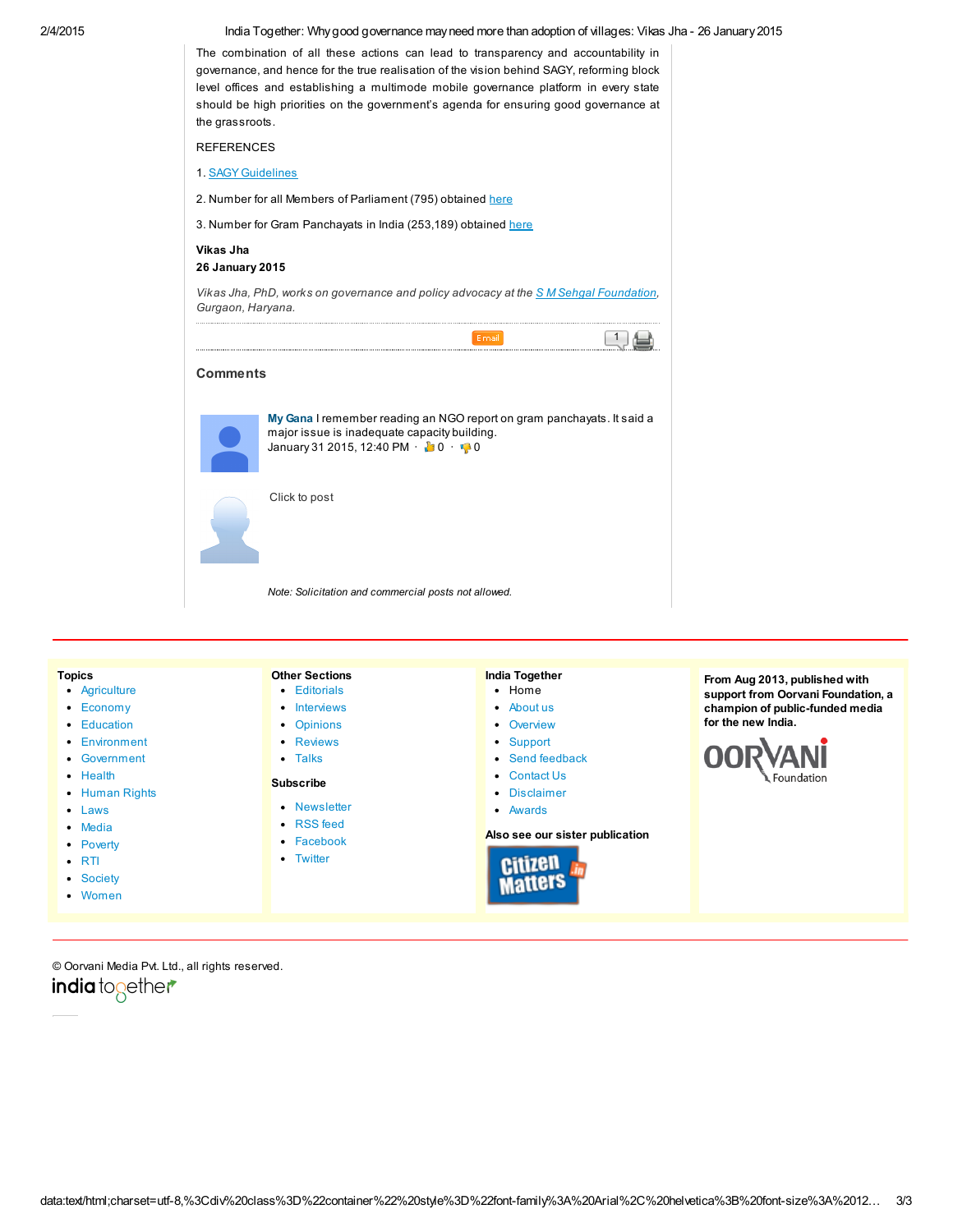The combination of all these actions can lead to transparency and accountability in governance, and hence for the true realisation of the vision behind SAGY, reforming block level offices and establishing a multimode mobile governance platform in every state should be high priorities on the government's agenda for ensuring good governance at the grassroots.

REFERENCES

1. SAGY Guidelines

2. Number for all Members of Parliament (795) obtained here

3. Number for Gram Panchayats in India (253,189) obtained here

**Vikas Jha**
**26 January 2015**

*Vikas Jha, PhD, works on governance and policy advocacy at the S M Sehgal Foundation, Gurgaon, Haryana.*

Email

1

## Comments

**My Gana** I remember reading an NGO report on gram panchayats. It said a major issue is inadequate capacity building.
January 31 2015, 12:40 PM · 0 · 0

Click to post

*Note: Solicitation and commercial posts not allowed.*

**Topics**

- Agriculture
- Economy
- Education
- Environment
- Government
- Health
- Human Rights
- Laws
- Media
- Poverty
- RTI
- Society
- Women

**Other Sections**

- Editorials
- Interviews
- Opinions
- Reviews
- Talks

**Subscribe**

- Newsletter
- RSS feed
- Facebook
- Twitter

**India Together**

- Home
- About us
- Overview
- Support
- Send feedback
- Contact Us
- Disclaimer
- Awards

**Also see our sister publication**

Citizen Matters .in

**From Aug 2013, published with support from Oorvani Foundation, a champion of public-funded media for the new India.**

OORVANI Foundation

© Oorvani Media Pvt. Ltd., all rights reserved.

india together